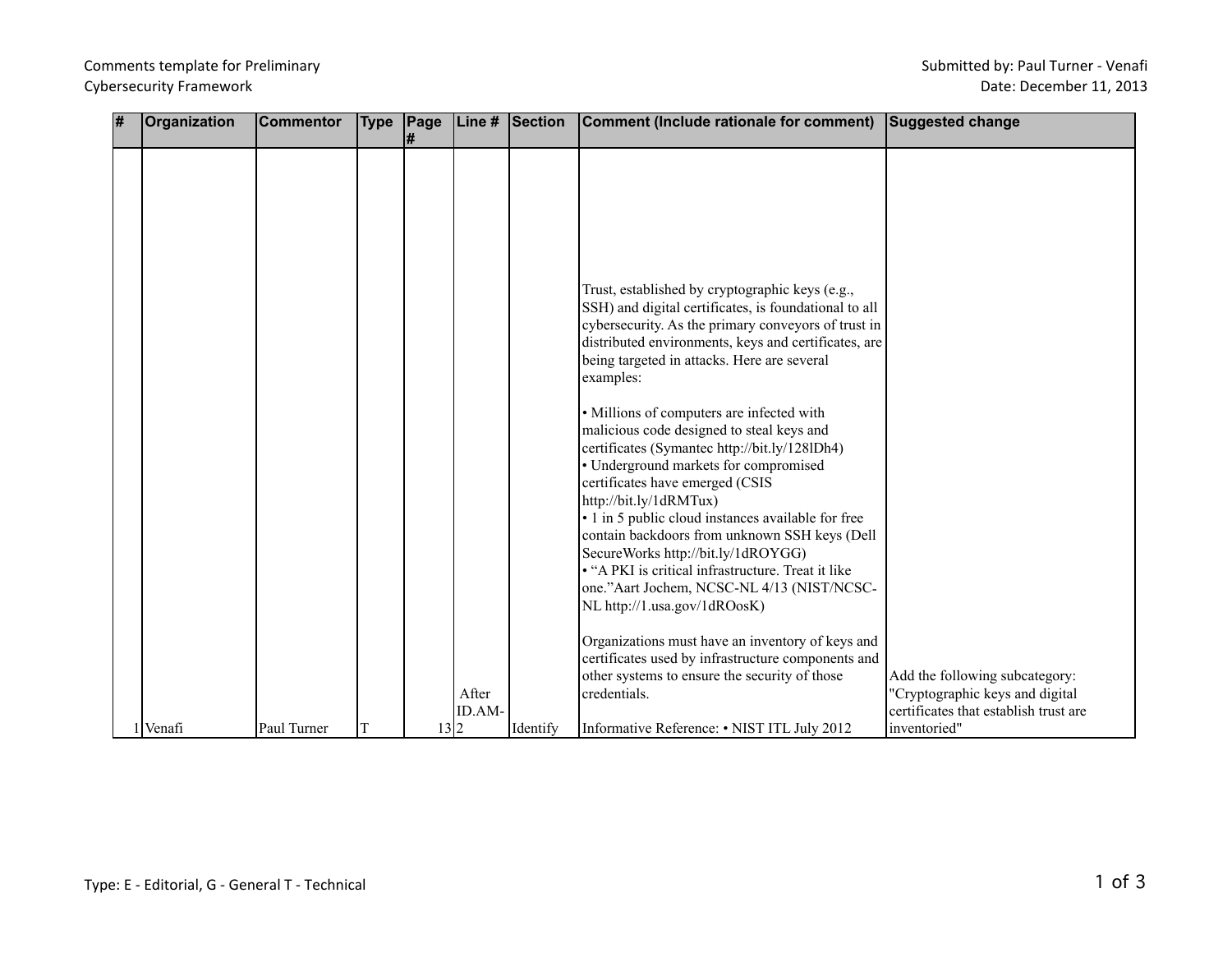Comments template for Preliminary Cybersecurity Framework

Submitted by: Paul Turner - Venafi
Date: December 11, 2013

| # | Organization | Commentor | Type | Page # | Line # | Section | Comment (Include rationale for comment) | Suggested change |
|---|---|---|---|---|---|---|---|---|
| 1 | Venafi | Paul Turner | T | 13 | After ID.AM-2 | Identify | Trust, established by cryptographic keys (e.g., SSH) and digital certificates, is foundational to all cybersecurity. As the primary conveyors of trust in distributed environments, keys and certificates, are being targeted in attacks. Here are several examples:<br><br>• Millions of computers are infected with malicious code designed to steal keys and certificates (Symantec http://bit.ly/128lDh4)<br>• Underground markets for compromised certificates have emerged (CSIS http://bit.ly/1dRMTux)<br>• 1 in 5 public cloud instances available for free contain backdoors from unknown SSH keys (Dell SecureWorks http://bit.ly/1dROYGG)<br>• "A PKI is critical infrastructure. Treat it like one."Aart Jochem, NCSC-NL 4/13 (NIST/NCSC-NL http://1.usa.gov/1dROosK)<br><br>Organizations must have an inventory of keys and certificates used by infrastructure components and other systems to ensure the security of those credentials.<br><br>Informative Reference: • NIST ITL July 2012 | Add the following subcategory: "Cryptographic keys and digital certificates that establish trust are inventoried" |

Type: E - Editorial, G - General T - Technical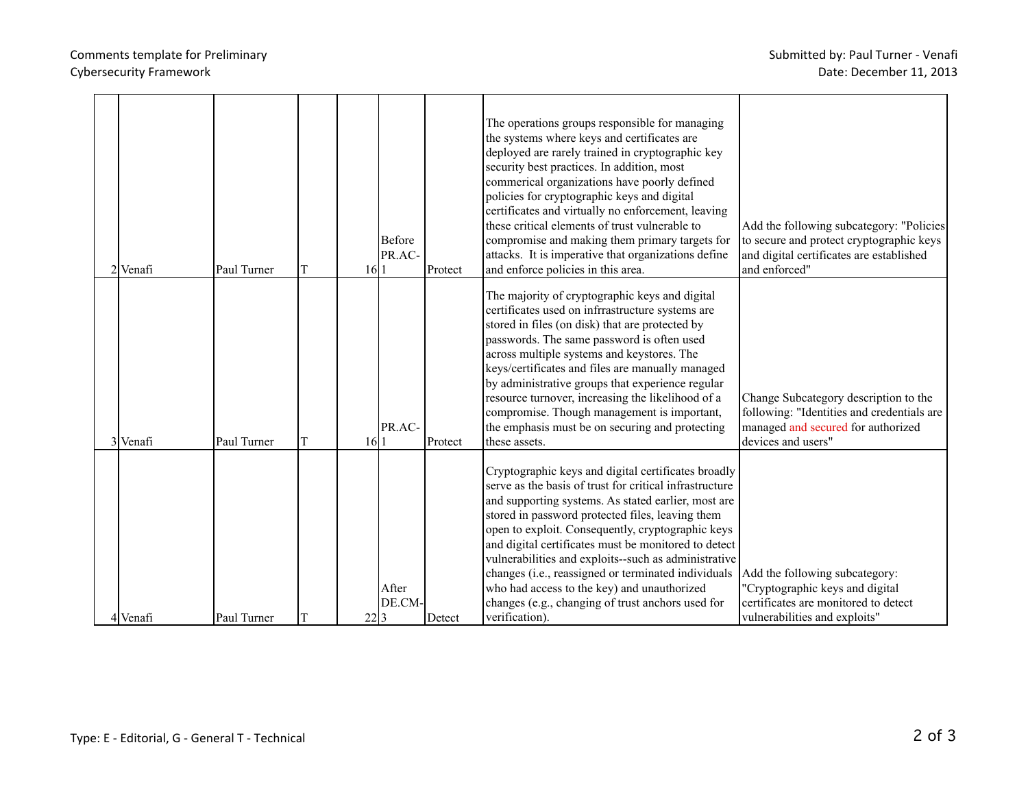Comments template for Preliminary Cybersecurity Framework

Submitted by: Paul Turner - Venafi
Date: December 11, 2013

| | | | | | | | | |
|---|---|---|---|---|---|---|---|---|
| 2 | Venafi | Paul Turner | T | 16 | Before PR.AC-1 | Protect | The operations groups responsible for managing the systems where keys and certificates are deployed are rarely trained in cryptographic key security best practices. In addition, most commerical organizations have poorly defined policies for cryptographic keys and digital certificates and virtually no enforcement, leaving these critical elements of trust vulnerable to compromise and making them primary targets for attacks. It is imperative that organizations define and enforce policies in this area. | Add the following subcategory: "Policies to secure and protect cryptographic keys and digital certificates are established and enforced" |
| 3 | Venafi | Paul Turner | T | 16 | PR.AC-1 | Protect | The majority of cryptographic keys and digital certificates used on infrrastructure systems are stored in files (on disk) that are protected by passwords. The same password is often used across multiple systems and keystores. The keys/certificates and files are manually managed by administrative groups that experience regular resource turnover, increasing the likelihood of a compromise. Though management is important, the emphasis must be on securing and protecting these assets. | Change Subcategory description to the following: "Identities and credentials are managed and secured for authorized devices and users" |
| 4 | Venafi | Paul Turner | T | 22 | After DE.CM-3 | Detect | Cryptographic keys and digital certificates broadly serve as the basis of trust for critical infrastructure and supporting systems. As stated earlier, most are stored in password protected files, leaving them open to exploit. Consequently, cryptographic keys and digital certificates must be monitored to detect vulnerabilities and exploits--such as administrative changes (i.e., reassigned or terminated individuals who had access to the key) and unauthorized changes (e.g., changing of trust anchors used for verification). | Add the following subcategory: "Cryptographic keys and digital certificates are monitored to detect vulnerabilities and exploits" |

Type: E - Editorial, G - General T - Technical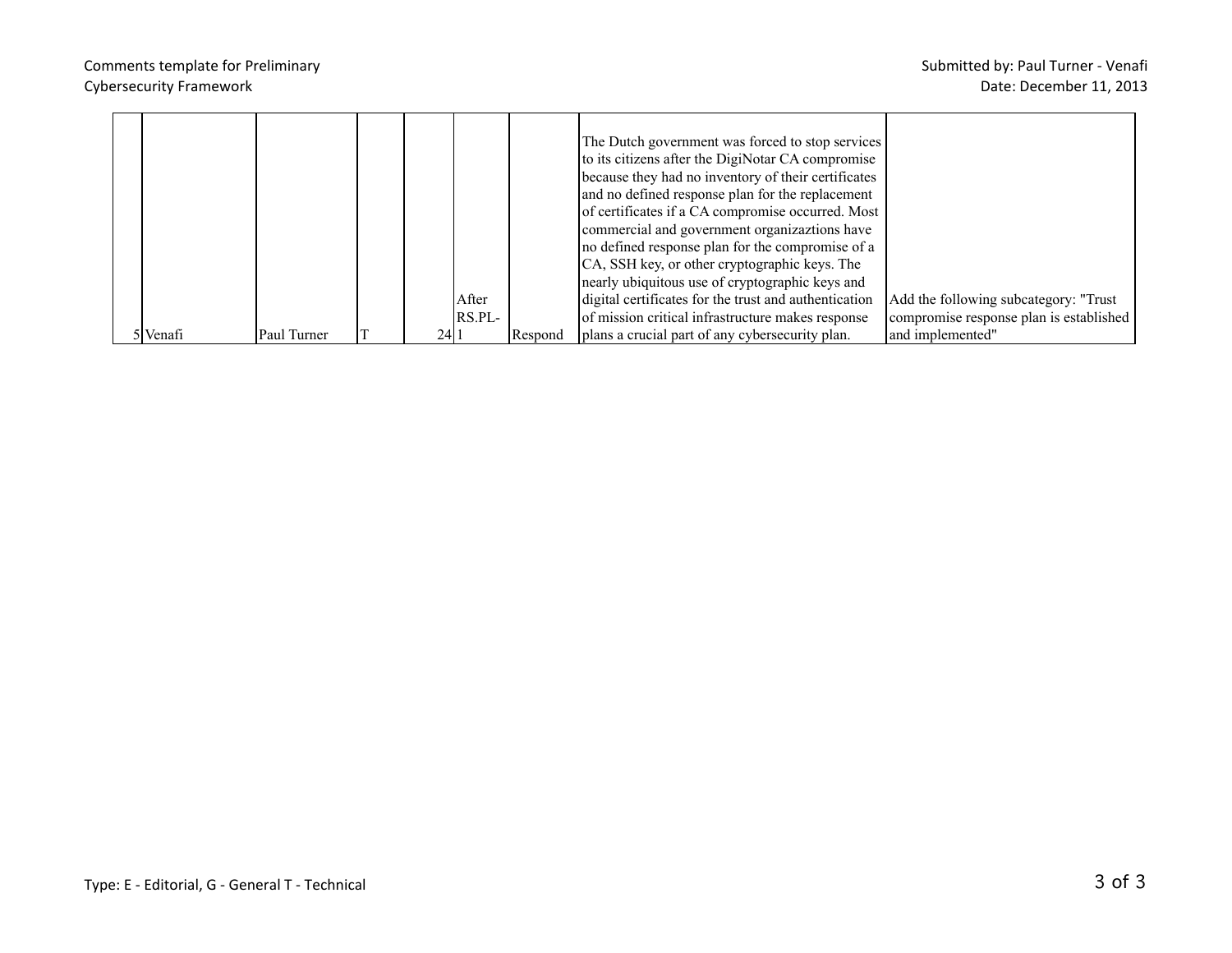| | | | | | | | | |
|---|---|---|---|---|---|---|---|---|
| 5 | Venafi | Paul Turner | T | 24 | After RS.PL-1 | Respond | The Dutch government was forced to stop services to its citizens after the DigiNotar CA compromise because they had no inventory of their certificates and no defined response plan for the replacement of certificates if a CA compromise occurred. Most commercial and government organizaztions have no defined response plan for the compromise of a CA, SSH key, or other cryptographic keys. The nearly ubiquitous use of cryptographic keys and digital certificates for the trust and authentication of mission critical infrastructure makes response plans a crucial part of any cybersecurity plan. | Add the following subcategory: "Trust compromise response plan is established and implemented" |